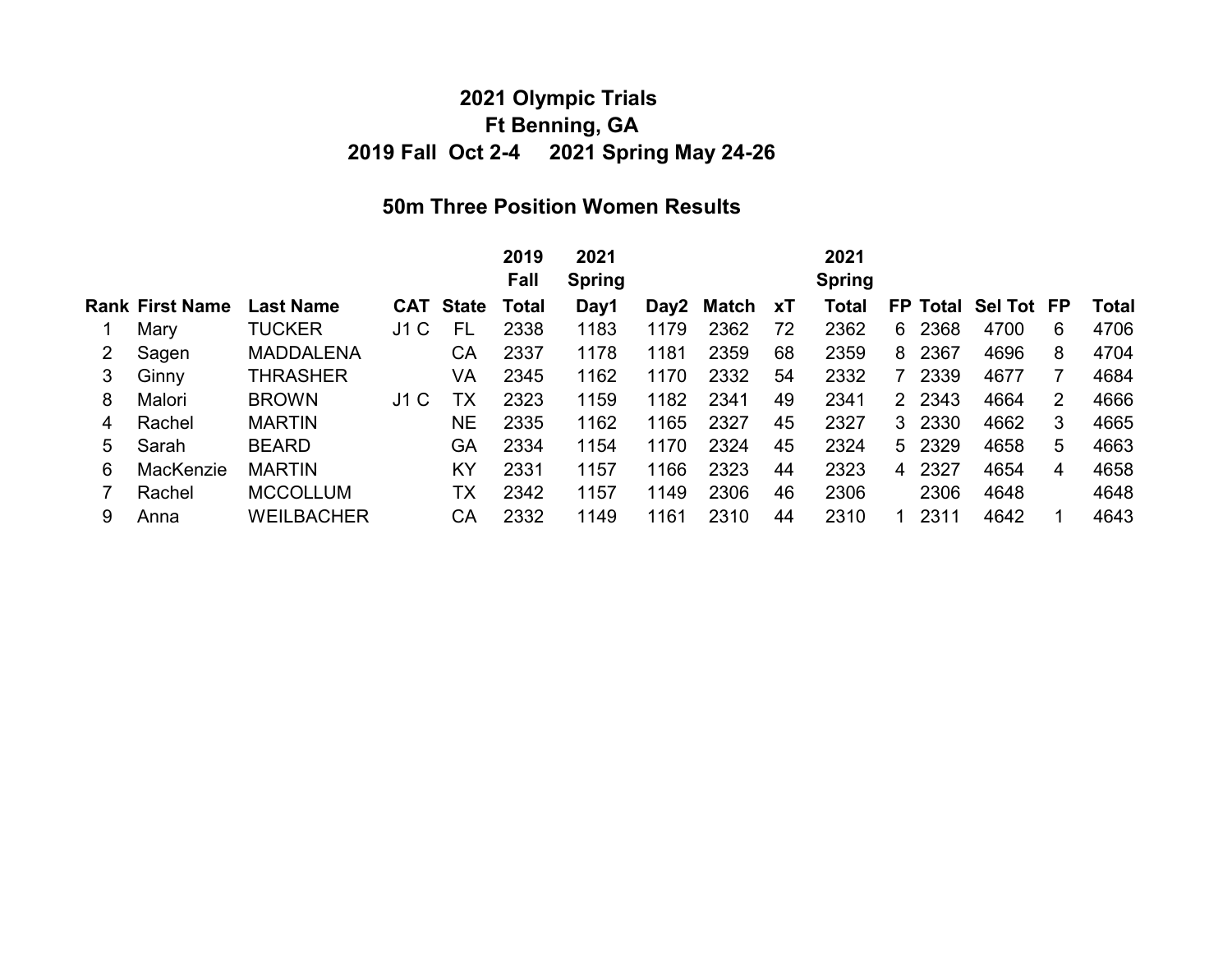# 2021 Olympic Trials

## Ft Benning, GA

## 2019 Fall Oct 2-4 2021 Spring May 24-26

### 50m Three Position Women Results

| Rank | First Name | Last Name | CAT | State | 2019 Fall Total | 2021 Spring Day1 | Day2 | Match | xT | 2021 Spring Total | FP | Total | Sel Tot | FP | Total |
|---|---|---|---|---|---|---|---|---|---|---|---|---|---|---|---|
| 1 | Mary | TUCKER | J1 C | FL | 2338 | 1183 | 1179 | 2362 | 72 | 2362 | 6 | 2368 | 4700 | 6 | 4706 |
| 2 | Sagen | MADDALENA | | CA | 2337 | 1178 | 1181 | 2359 | 68 | 2359 | 8 | 2367 | 4696 | 8 | 4704 |
| 3 | Ginny | THRASHER | | VA | 2345 | 1162 | 1170 | 2332 | 54 | 2332 | 7 | 2339 | 4677 | 7 | 4684 |
| 8 | Malori | BROWN | J1 C | TX | 2323 | 1159 | 1182 | 2341 | 49 | 2341 | 2 | 2343 | 4664 | 2 | 4666 |
| 4 | Rachel | MARTIN | | NE | 2335 | 1162 | 1165 | 2327 | 45 | 2327 | 3 | 2330 | 4662 | 3 | 4665 |
| 5 | Sarah | BEARD | | GA | 2334 | 1154 | 1170 | 2324 | 45 | 2324 | 5 | 2329 | 4658 | 5 | 4663 |
| 6 | MacKenzie | MARTIN | | KY | 2331 | 1157 | 1166 | 2323 | 44 | 2323 | 4 | 2327 | 4654 | 4 | 4658 |
| 7 | Rachel | MCCOLLUM | | TX | 2342 | 1157 | 1149 | 2306 | 46 | 2306 | | 2306 | 4648 | | 4648 |
| 9 | Anna | WEILBACHER | | CA | 2332 | 1149 | 1161 | 2310 | 44 | 2310 | 1 | 2311 | 4642 | 1 | 4643 |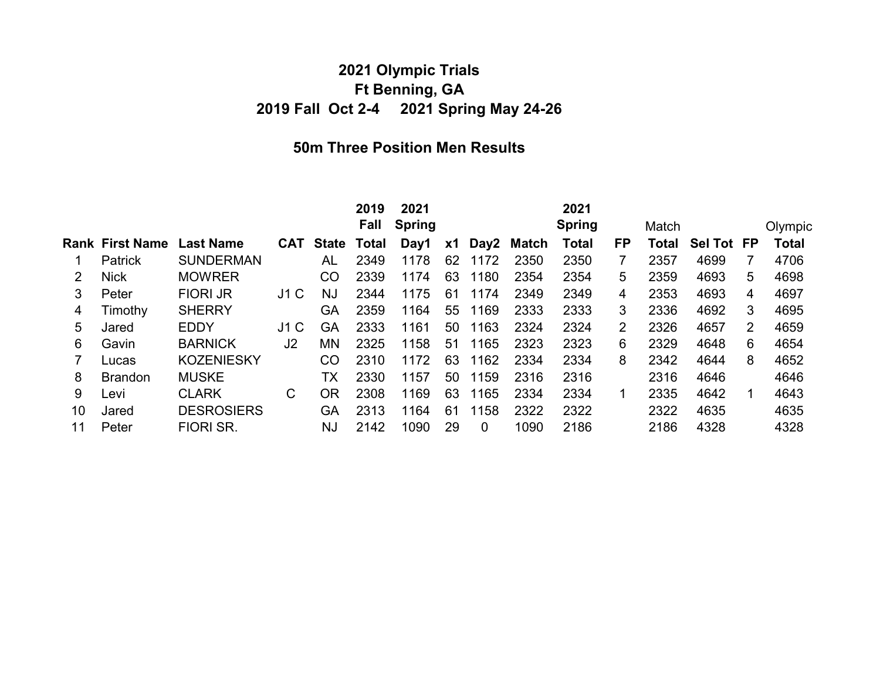# 2021 Olympic Trials
## Ft Benning, GA
## 2019 Fall Oct 2-4 2021 Spring May 24-26

### 50m Three Position Men Results

| Rank | First Name | Last Name | CAT | State | 2019 Fall Total | 2021 Spring Day1 | x1 | Day2 | Match | 2021 Spring Total | FP | Match Total | Sel Tot | FP | Olympic Total |
|---|---|---|---|---|---|---|---|---|---|---|---|---|---|---|---|
| 1 | Patrick | SUNDERMAN | | AL | 2349 | 1178 | 62 | 1172 | 2350 | 2350 | 7 | 2357 | 4699 | 7 | 4706 |
| 2 | Nick | MOWRER | | CO | 2339 | 1174 | 63 | 1180 | 2354 | 2354 | 5 | 2359 | 4693 | 5 | 4698 |
| 3 | Peter | FIORI JR | J1 C | NJ | 2344 | 1175 | 61 | 1174 | 2349 | 2349 | 4 | 2353 | 4693 | 4 | 4697 |
| 4 | Timothy | SHERRY | | GA | 2359 | 1164 | 55 | 1169 | 2333 | 2333 | 3 | 2336 | 4692 | 3 | 4695 |
| 5 | Jared | EDDY | J1 C | GA | 2333 | 1161 | 50 | 1163 | 2324 | 2324 | 2 | 2326 | 4657 | 2 | 4659 |
| 6 | Gavin | BARNICK | J2 | MN | 2325 | 1158 | 51 | 1165 | 2323 | 2323 | 6 | 2329 | 4648 | 6 | 4654 |
| 7 | Lucas | KOZENIESKY | | CO | 2310 | 1172 | 63 | 1162 | 2334 | 2334 | 8 | 2342 | 4644 | 8 | 4652 |
| 8 | Brandon | MUSKE | | TX | 2330 | 1157 | 50 | 1159 | 2316 | 2316 | | 2316 | 4646 | | 4646 |
| 9 | Levi | CLARK | C | OR | 2308 | 1169 | 63 | 1165 | 2334 | 2334 | 1 | 2335 | 4642 | 1 | 4643 |
| 10 | Jared | DESROSIERS | | GA | 2313 | 1164 | 61 | 1158 | 2322 | 2322 | | 2322 | 4635 | | 4635 |
| 11 | Peter | FIORI SR. | | NJ | 2142 | 1090 | 29 | 0 | 1090 | 2186 | | 2186 | 4328 | | 4328 |